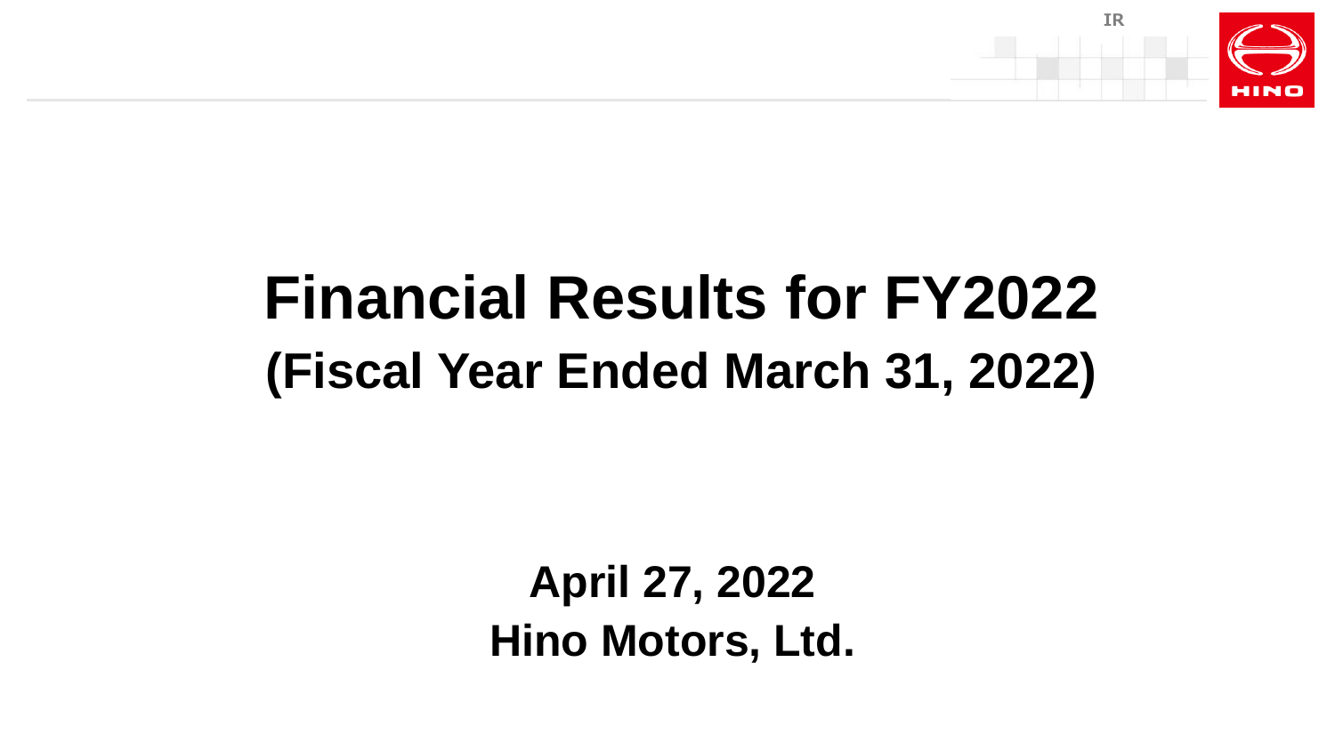# Financial Results for FY2022
## (Fiscal Year Ended March 31, 2022)

**April 27, 2022**
**Hino Motors, Ltd.**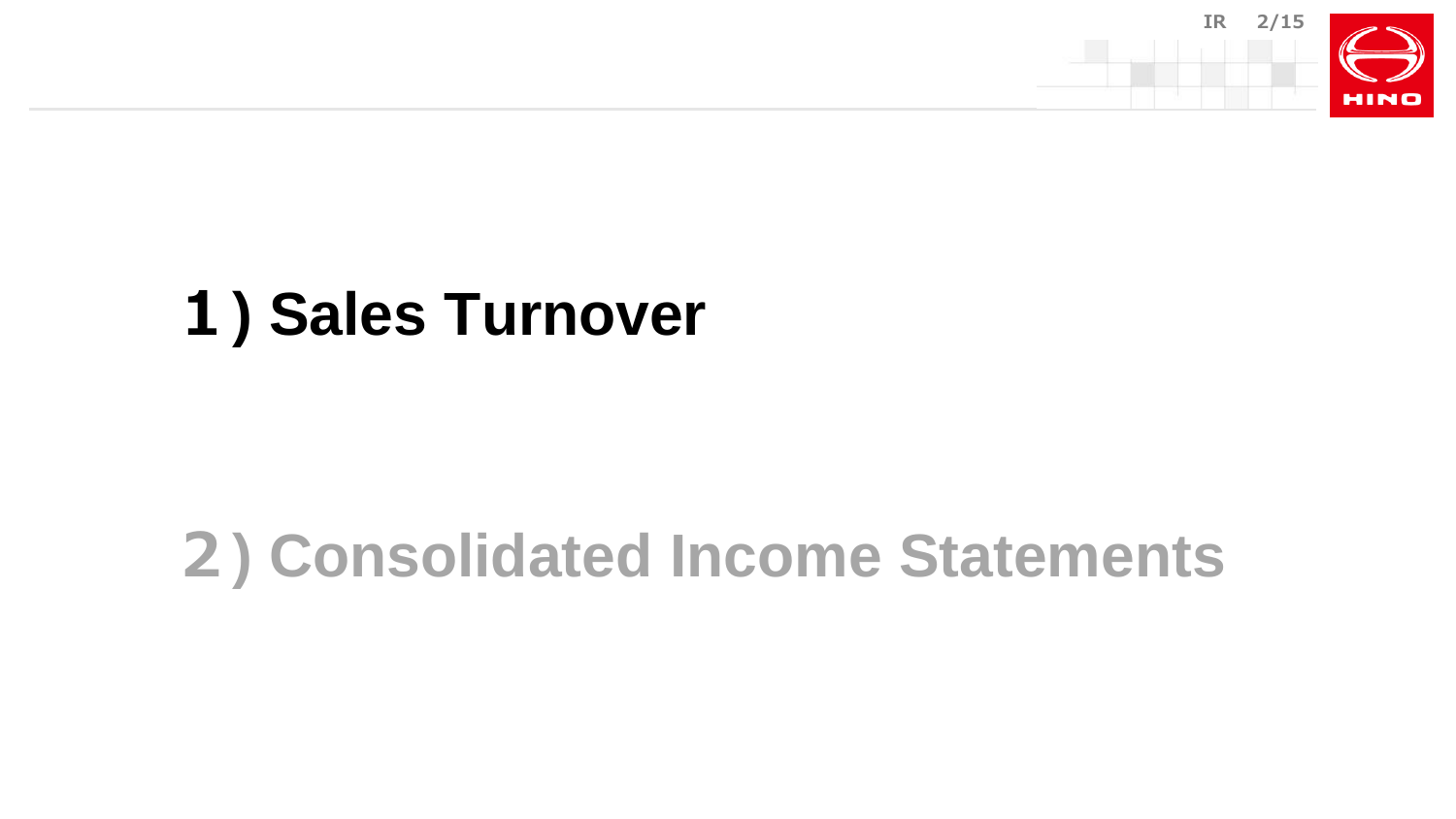# 1 ) Sales Turnover

# 2 ) Consolidated Income Statements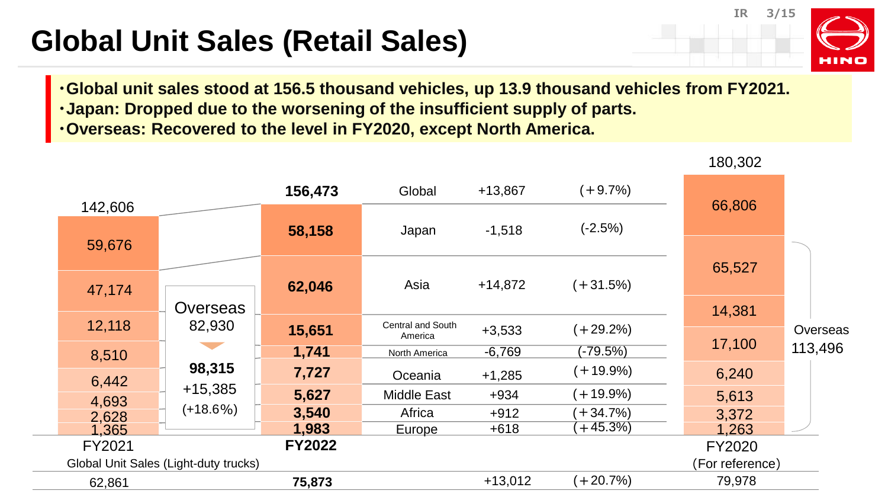# Global Unit Sales (Retail Sales)

- Global unit sales stood at 156.5 thousand vehicles, up 13.9 thousand vehicles from FY2021.
- Japan: Dropped due to the worsening of the insufficient supply of parts.
- Overseas: Recovered to the level in FY2020, except North America.

| | FY2021 | FY2022 | Change | (%) | FY2020 (For reference) |
|---|---|---|---|---|---|
| Global | 142,606 | **156,473** | +13,867 | (+9.7%) | 180,302 |
| Japan | 59,676 | **58,158** | -1,518 | (-2.5%) | 66,806 |
| Asia | 47,174 | **62,046** | +14,872 | (+31.5%) | 65,527 |
| Central and South America | 12,118 | **15,651** | +3,533 | (+29.2%) | 14,381 |
| North America | 8,510 | **1,741** | -6,769 | (-79.5%) | 17,100 |
| Oceania | 6,442 | **7,727** | +1,285 | (+19.9%) | 6,240 |
| Middle East | 4,693 | **5,627** | +934 | (+19.9%) | 5,613 |
| Africa | 2,628 | **3,540** | +912 | (+34.7%) | 3,372 |
| Europe | 1,365 | **1,983** | +618 | (+45.3%) | 1,263 |
| Overseas | 82,930 | **98,315** | +15,385 | (+18.6%) | 113,496 |
| Global Unit Sales (Light-duty trucks) | 62,861 | **75,873** | +13,012 | (+20.7%) | 79,978 |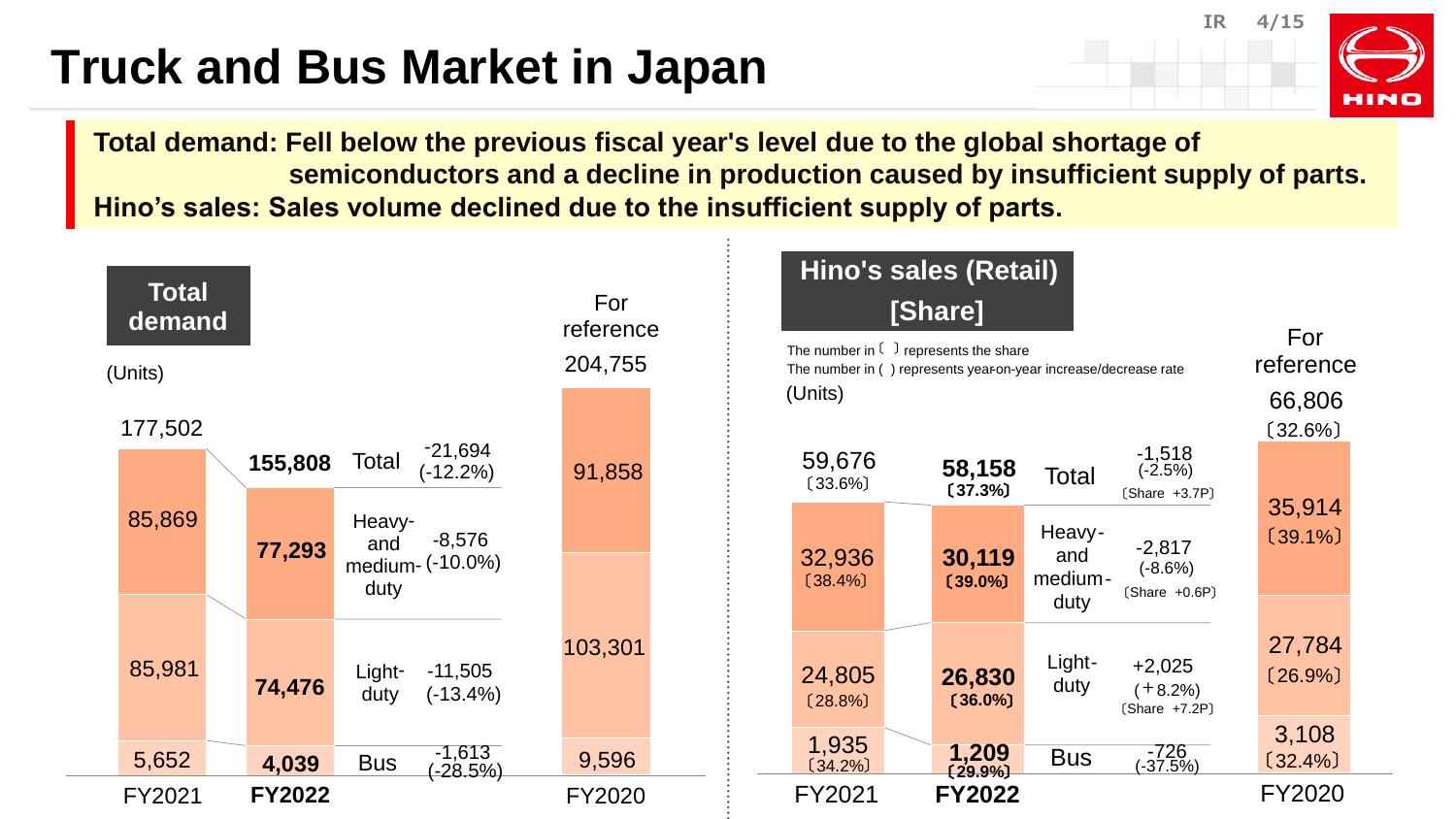# Truck and Bus Market in Japan

**Total demand: Fell below the previous fiscal year's level due to the global shortage of semiconductors and a decline in production caused by insufficient supply of parts.**
**Hino's sales: Sales volume declined due to the insufficient supply of parts.**

## Total demand

(Units)

| | FY2021 | **FY2022** | Change | For reference FY2020 |
|---|---|---|---|---|
| Total | 177,502 | **155,808** | -21,694 (-12.2%) | 204,755 |
| Heavy- and medium-duty | 85,869 | **77,293** | -8,576 (-10.0%) | 91,858 |
| Light-duty | 85,981 | **74,476** | -11,505 (-13.4%) | 103,301 |
| Bus | 5,652 | **4,039** | -1,613 (-28.5%) | 9,596 |

## Hino's sales (Retail) [Share]

The number in 〔 〕 represents the share
The number in ( ) represents year-on-year increase/decrease rate
(Units)

| | FY2021 | **FY2022** | Change | For reference FY2020 |
|---|---|---|---|---|
| Total | 59,676 〔33.6%〕 | **58,158 〔37.3%〕** | -1,518 (-2.5%) 〔Share +3.7P〕 | 66,806 〔32.6%〕 |
| Heavy- and medium-duty | 32,936 〔38.4%〕 | **30,119 〔39.0%〕** | -2,817 (-8.6%) 〔Share +0.6P〕 | 35,914 〔39.1%〕 |
| Light-duty | 24,805 〔28.8%〕 | **26,830 〔36.0%〕** | +2,025 (+8.2%) 〔Share +7.2P〕 | 27,784 〔26.9%〕 |
| Bus | 1,935 〔34.2%〕 | **1,209 〔29.9%〕** | -726 (-37.5%) | 3,108 〔32.4%〕 |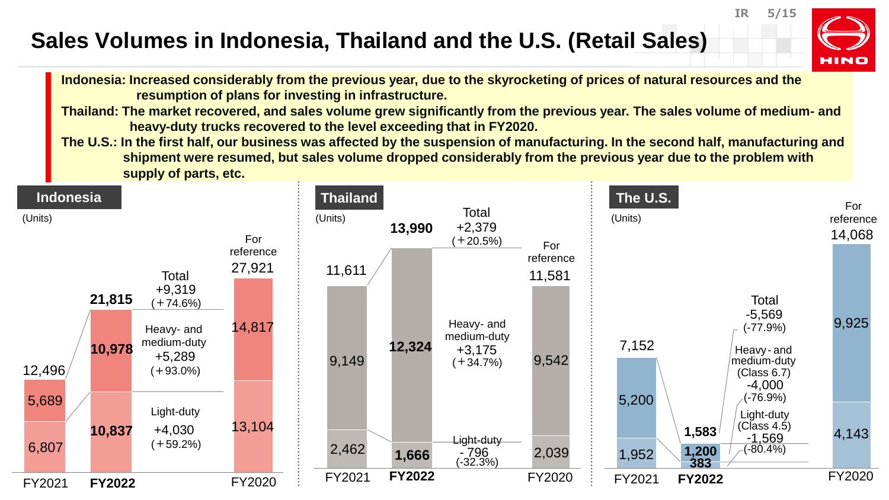# Sales Volumes in Indonesia, Thailand and the U.S. (Retail Sales)

**Indonesia: Increased considerably from the previous year, due to the skyrocketing of prices of natural resources and the resumption of plans for investing in infrastructure.**

**Thailand: The market recovered, and sales volume grew significantly from the previous year. The sales volume of medium- and heavy-duty trucks recovered to the level exceeding that in FY2020.**

**The U.S.: In the first half, our business was affected by the suspension of manufacturing. In the second half, manufacturing and shipment were resumed, but sales volume dropped considerably from the previous year due to the problem with supply of parts, etc.**

## Indonesia

(Units)

| | FY2021 | FY2022 | Change | For reference FY2020 |
|---|---|---|---|---|
| Total | 12,496 | **21,815** | +9,319 (+74.6%) | 27,921 |
| Heavy- and medium-duty | 5,689 | **10,978** | +5,289 (+93.0%) | 14,817 |
| Light-duty | 6,807 | **10,837** | +4,030 (+59.2%) | 13,104 |

## Thailand

(Units)

| | FY2021 | FY2022 | Change | For reference FY2020 |
|---|---|---|---|---|
| Total | 11,611 | **13,990** | +2,379 (+20.5%) | 11,581 |
| Heavy- and medium-duty | 9,149 | **12,324** | +3,175 (+34.7%) | 9,542 |
| Light-duty | 2,462 | **1,666** | -796 (-32.3%) | 2,039 |

## The U.S.

(Units)

| | FY2021 | FY2022 | Change | For reference FY2020 |
|---|---|---|---|---|
| Total | 7,152 | **1,583** | -5,569 (-77.9%) | 14,068 |
| Heavy- and medium-duty (Class 6.7) | 5,200 | **1,200** | -4,000 (-76.9%) | 9,925 |
| Light-duty (Class 4.5) | 1,952 | **383** | -1,569 (-80.4%) | 4,143 |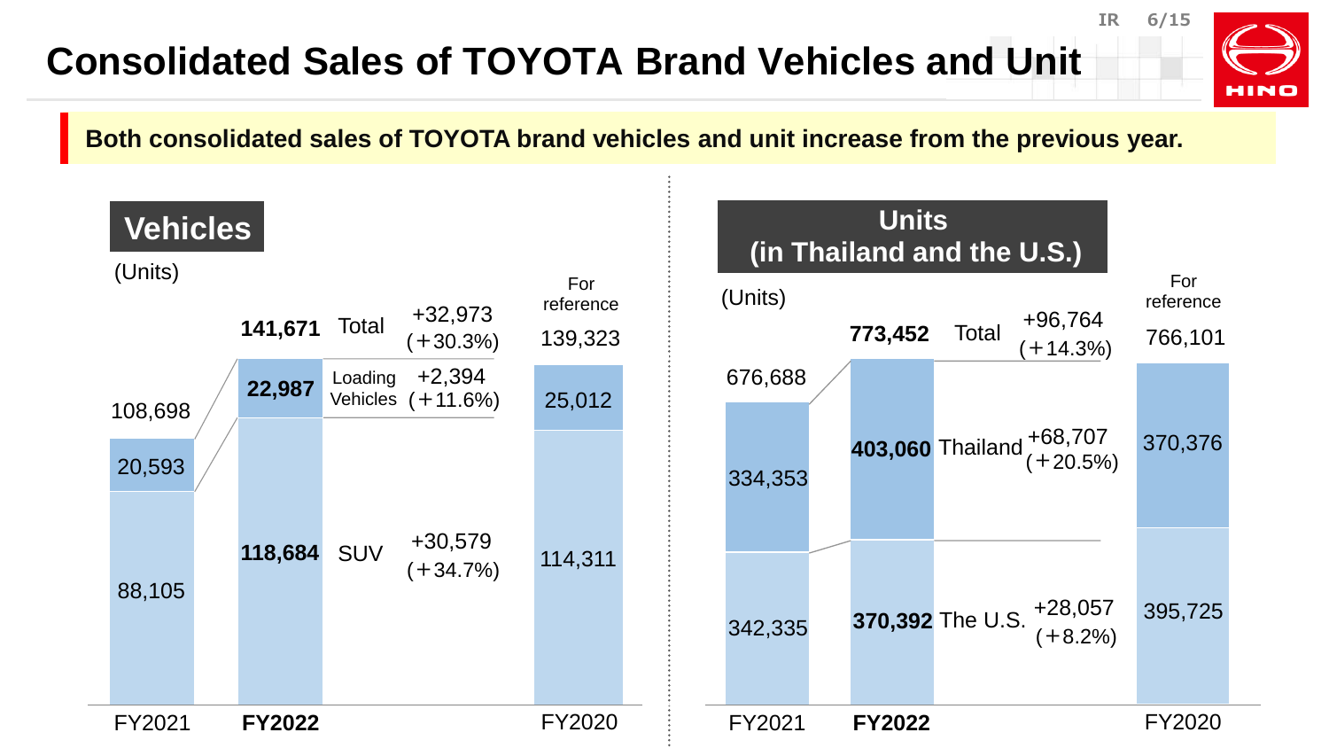# Consolidated Sales of TOYOTA Brand Vehicles and Unit

**Both consolidated sales of TOYOTA brand vehicles and unit increase from the previous year.**

## Vehicles

(Units)

| | FY2021 | **FY2022** | Change | For reference FY2020 |
|---|---|---|---|---|
| Total | 108,698 | **141,671** | +32,973 (+30.3%) | 139,323 |
| Loading Vehicles | 20,593 | **22,987** | +2,394 (+11.6%) | 25,012 |
| SUV | 88,105 | **118,684** | +30,579 (+34.7%) | 114,311 |

## Units (in Thailand and the U.S.)

(Units)

| | FY2021 | **FY2022** | Change | For reference FY2020 |
|---|---|---|---|---|
| Total | 676,688 | **773,452** | +96,764 (+14.3%) | 766,101 |
| Thailand | 334,353 | **403,060** | +68,707 (+20.5%) | 370,376 |
| The U.S. | 342,335 | **370,392** | +28,057 (+8.2%) | 395,725 |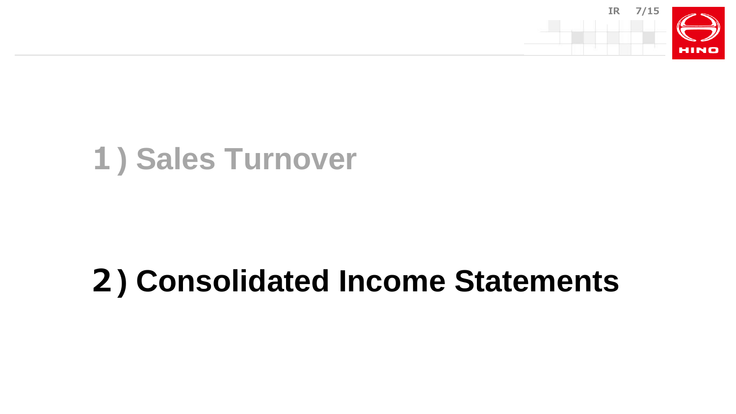## 1) Sales Turnover

## 2) Consolidated Income Statements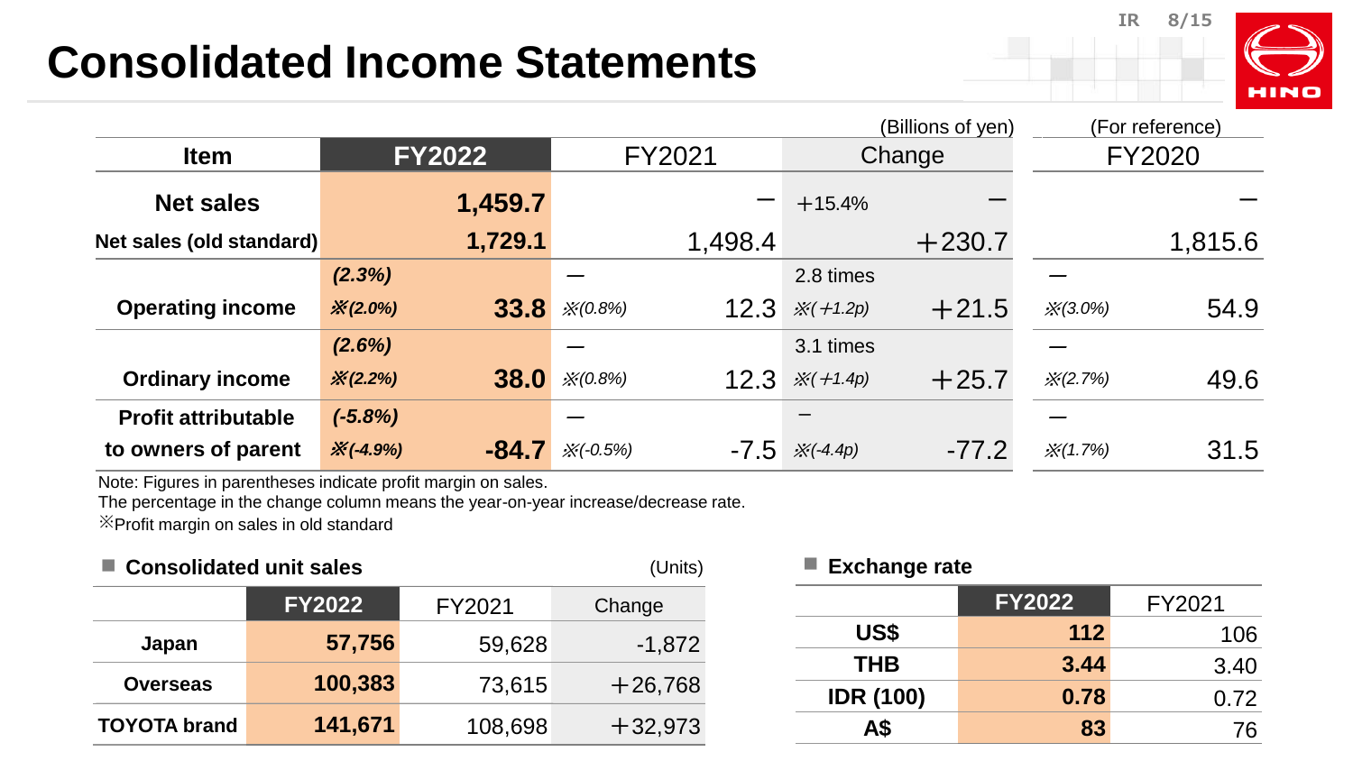# Consolidated Income Statements

(Billions of yen)

| Item | FY2022 | | FY2021 | | Change | | (For reference) FY2020 | |
|---|---|---|---|---|---|---|---|---|
| Net sales | | 1,459.7 | | － | ＋15.4% | － | | － |
| Net sales (old standard) | | 1,729.1 | | 1,498.4 | | ＋230.7 | | 1,815.6 |
| Operating income | (2.3%) ※(2.0%) | 33.8 | － ※(0.8%) | 12.3 | 2.8 times ※(＋1.2p) | ＋21.5 | － ※(3.0%) | 54.9 |
| Ordinary income | (2.6%) ※(2.2%) | 38.0 | － ※(0.8%) | 12.3 | 3.1 times ※(＋1.4p) | ＋25.7 | － ※(2.7%) | 49.6 |
| Profit attributable to owners of parent | (-5.8%) ※(-4.9%) | -84.7 | － ※(-0.5%) | -7.5 | － ※(-4.4p) | -77.2 | － ※(1.7%) | 31.5 |

Note: Figures in parentheses indicate profit margin on sales.
The percentage in the change column means the year-on-year increase/decrease rate.
※Profit margin on sales in old standard

### ■ Consolidated unit sales

(Units)

| | FY2022 | FY2021 | Change |
|---|---|---|---|
| Japan | 57,756 | 59,628 | -1,872 |
| Overseas | 100,383 | 73,615 | ＋26,768 |
| TOYOTA brand | 141,671 | 108,698 | ＋32,973 |

### ■ Exchange rate

| | FY2022 | FY2021 |
|---|---|---|
| US$ | 112 | 106 |
| THB | 3.44 | 3.40 |
| IDR (100) | 0.78 | 0.72 |
| A$ | 83 | 76 |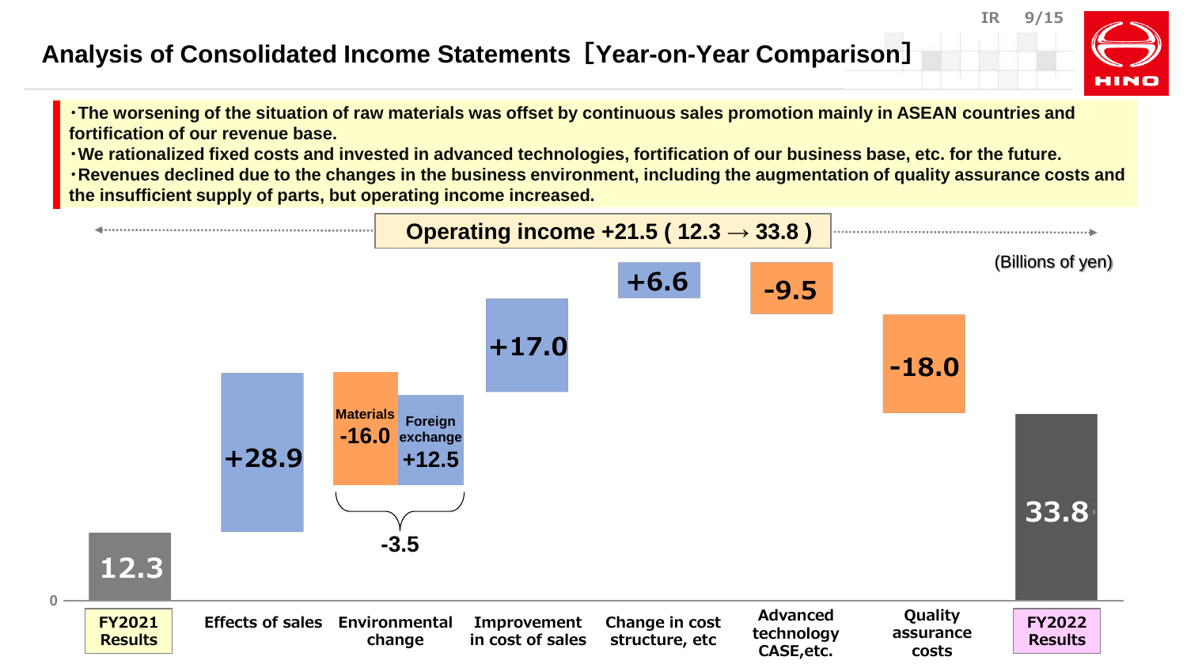# Analysis of Consolidated Income Statements［Year-on-Year Comparison］

・The worsening of the situation of raw materials was offset by continuous sales promotion mainly in ASEAN countries and fortification of our revenue base.
・We rationalized fixed costs and invested in advanced technologies, fortification of our business base, etc. for the future.
・Revenues declined due to the changes in the business environment, including the augmentation of quality assurance costs and the insufficient supply of parts, but operating income increased.

**Operating income +21.5 ( 12.3 → 33.8 )**

(Billions of yen)

| Item | Amount |
| --- | --- |
| FY2021 Results | 12.3 |
| Effects of sales | +28.9 |
| Environmental change | -3.5 |
| (Materials) | -16.0 |
| (Foreign exchange) | +12.5 |
| Improvement in cost of sales | +17.0 |
| Change in cost structure, etc | +6.6 |
| Advanced technology CASE,etc. | -9.5 |
| Quality assurance costs | -18.0 |
| FY2022 Results | 33.8 |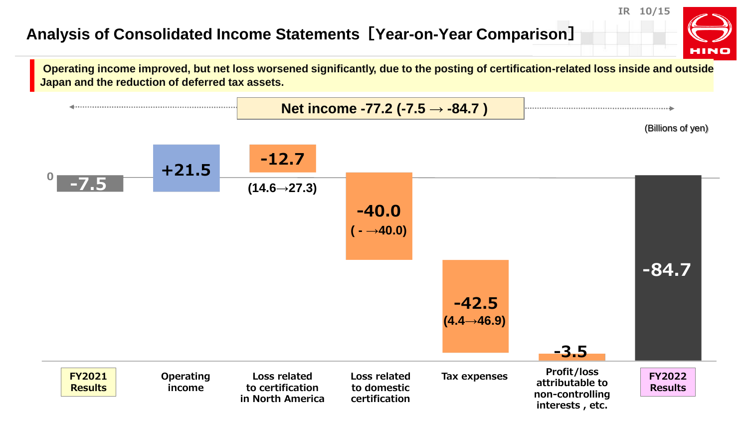# Analysis of Consolidated Income Statements［Year-on-Year Comparison］

**Operating income improved, but net loss worsened significantly, due to the posting of certification-related loss inside and outside Japan and the reduction of deferred tax assets.**

**Net income -77.2 (-7.5 → -84.7 )**

(Billions of yen)

| Item | Change |
| --- | --- |
| FY2021 Results | -7.5 |
| Operating income | +21.5 |
| Loss related to certification in North America | -12.7 (14.6→27.3) |
| Loss related to domestic certification | -40.0 ( - →40.0) |
| Tax expenses | -42.5 (4.4→46.9) |
| Profit/loss attributable to non-controlling interests , etc. | -3.5 |
| FY2022 Results | -84.7 |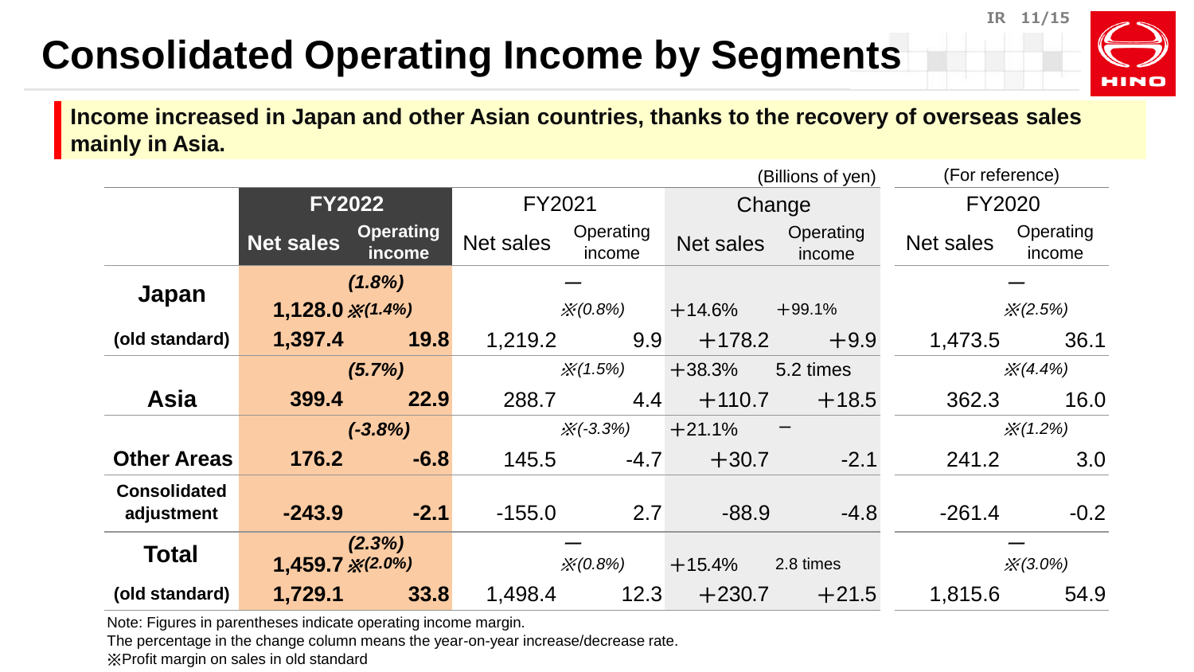# Consolidated Operating Income by Segments

**Income increased in Japan and other Asian countries, thanks to the recovery of overseas sales mainly in Asia.**

(Billions of yen) / (For reference)

| | FY2022 | | FY2021 | | Change | | FY2020 | |
|---|---|---|---|---|---|---|---|---|
| | Net sales | Operating income | Net sales | Operating income | Net sales | Operating income | Net sales | Operating income |
| **Japan** | 1,128.0 | (1.8%) ※(1.4%) | | ー ※(0.8%) | +14.6% | +99.1% | | ー ※(2.5%) |
| (old standard) | 1,397.4 | 19.8 | 1,219.2 | 9.9 | +178.2 | +9.9 | 1,473.5 | 36.1 |
| | | (5.7%) | | ※(1.5%) | +38.3% | 5.2 times | | ※(4.4%) |
| **Asia** | 399.4 | 22.9 | 288.7 | 4.4 | +110.7 | +18.5 | 362.3 | 16.0 |
| | | (-3.8%) | | ※(-3.3%) | +21.1% | ー | | ※(1.2%) |
| **Other Areas** | 176.2 | -6.8 | 145.5 | -4.7 | +30.7 | -2.1 | 241.2 | 3.0 |
| **Consolidated adjustment** | -243.9 | -2.1 | -155.0 | 2.7 | -88.9 | -4.8 | -261.4 | -0.2 |
| **Total** | 1,459.7 | (2.3%) ※(2.0%) | | ー ※(0.8%) | +15.4% | 2.8 times | | ー ※(3.0%) |
| (old standard) | 1,729.1 | 33.8 | 1,498.4 | 12.3 | +230.7 | +21.5 | 1,815.6 | 54.9 |

Note: Figures in parentheses indicate operating income margin.
The percentage in the change column means the year-on-year increase/decrease rate.
※Profit margin on sales in old standard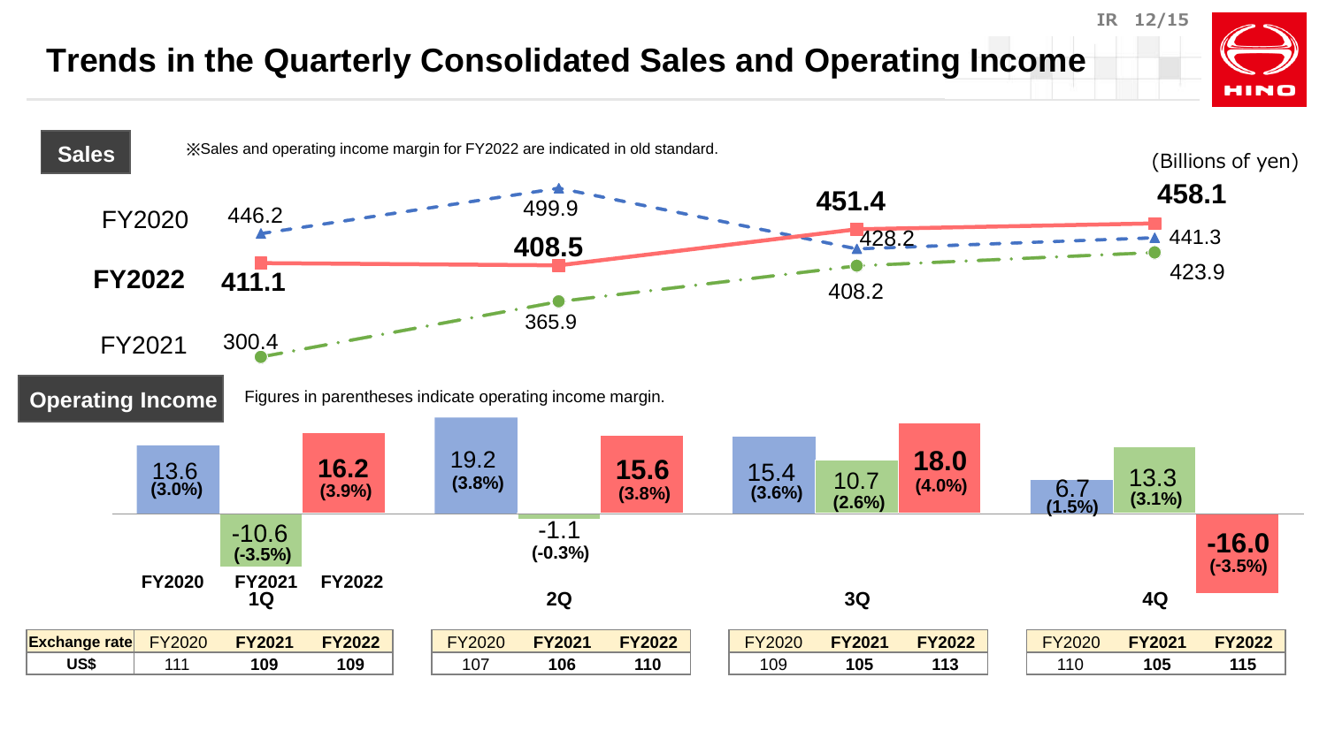# Trends in the Quarterly Consolidated Sales and Operating Income

## Sales

※Sales and operating income margin for FY2022 are indicated in old standard.

(Billions of yen)

| | 1Q | 2Q | 3Q | 4Q |
|---|---|---|---|---|
| FY2020 | 446.2 | 499.9 | 428.2 | 441.3 |
| FY2021 | 300.4 | 365.9 | 408.2 | 423.9 |
| **FY2022** | **411.1** | **408.5** | **451.4** | **458.1** |

## Operating Income

Figures in parentheses indicate operating income margin.

| | 1Q | 2Q | 3Q | 4Q |
|---|---|---|---|---|
| FY2020 | 13.6 (3.0%) | 19.2 (3.8%) | 15.4 (3.6%) | 6.7 (1.5%) |
| FY2021 | -10.6 (-3.5%) | -1.1 (-0.3%) | 10.7 (2.6%) | 13.3 (3.1%) |
| **FY2022** | **16.2 (3.9%)** | **15.6 (3.8%)** | **18.0 (4.0%)** | **-16.0 (-3.5%)** |

| Exchange rate | | 1Q | 2Q | 3Q | 4Q |
|---|---|---|---|---|---|
| US$ | FY2020 | 111 | 107 | 109 | 110 |
| | **FY2021** | **109** | **106** | **105** | **105** |
| | **FY2022** | **109** | **110** | **113** | **115** |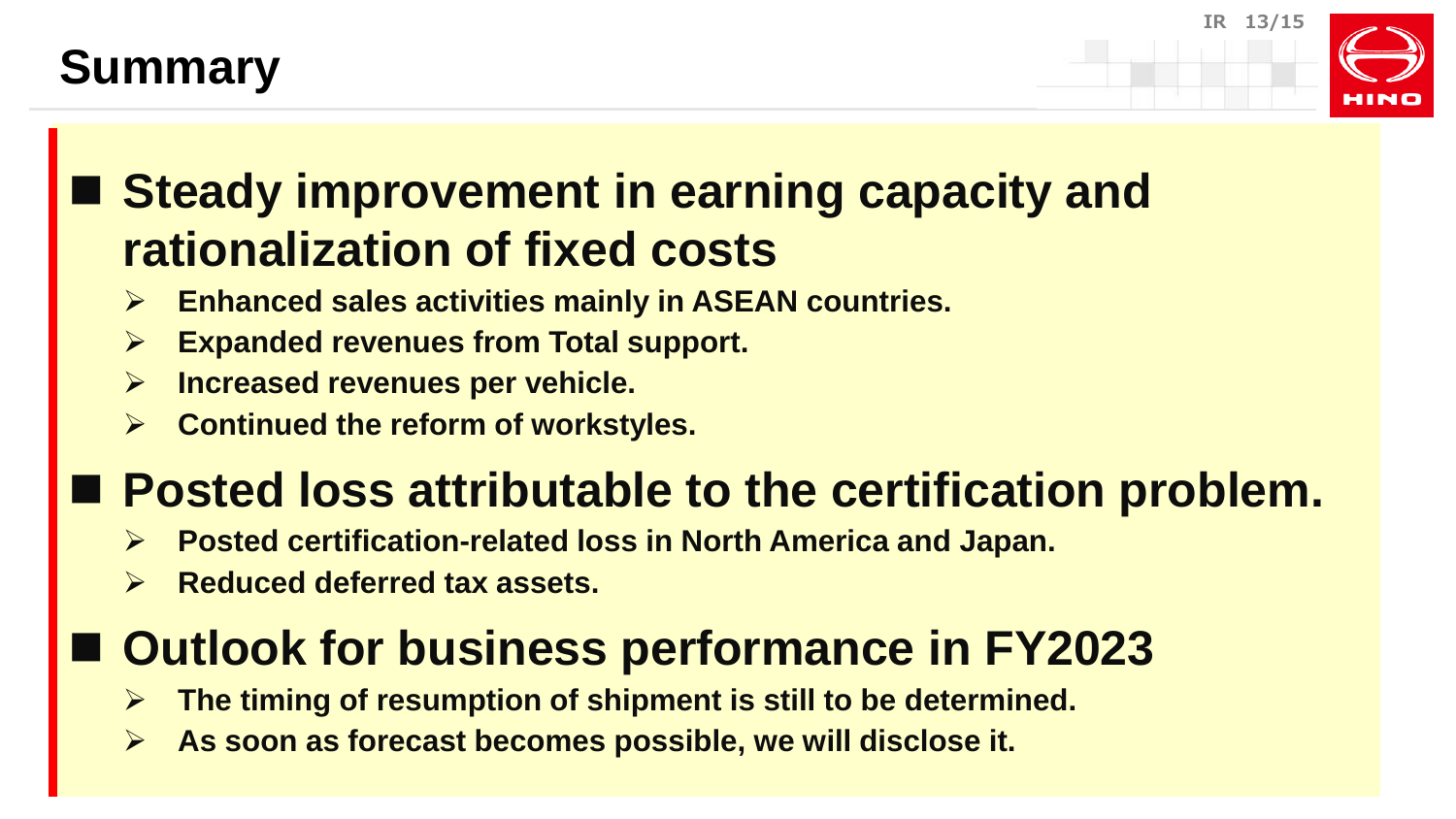# Summary

## Steady improvement in earning capacity and rationalization of fixed costs

- **Enhanced sales activities mainly in ASEAN countries.**
- **Expanded revenues from Total support.**
- **Increased revenues per vehicle.**
- **Continued the reform of workstyles.**

## Posted loss attributable to the certification problem.

- **Posted certification-related loss in North America and Japan.**
- **Reduced deferred tax assets.**

## Outlook for business performance in FY2023

- **The timing of resumption of shipment is still to be determined.**
- **As soon as forecast becomes possible, we will disclose it.**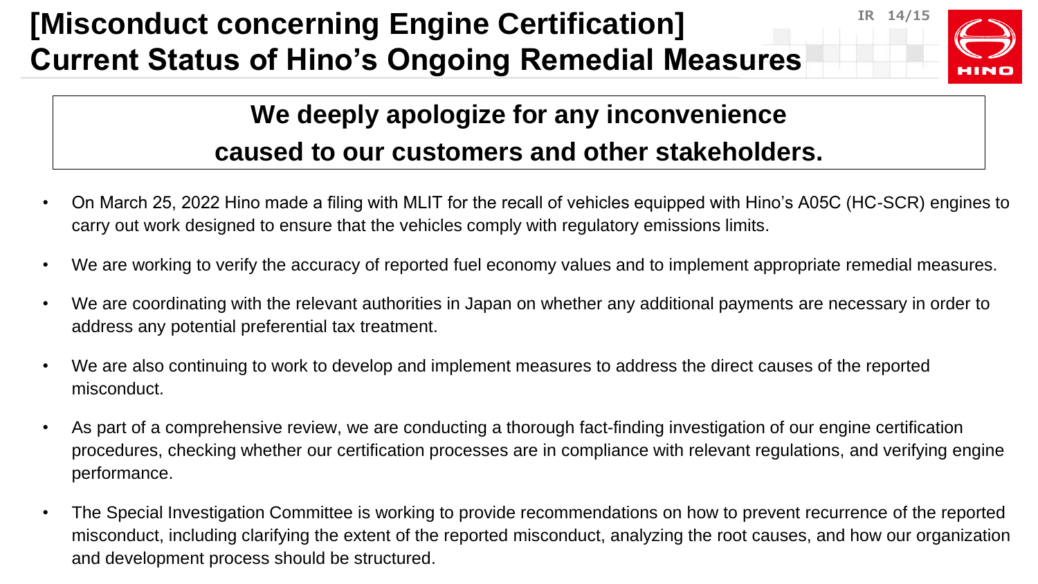# [Misconduct concerning Engine Certification] Current Status of Hino's Ongoing Remedial Measures

**We deeply apologize for any inconvenience caused to our customers and other stakeholders.**

- On March 25, 2022 Hino made a filing with MLIT for the recall of vehicles equipped with Hino's A05C (HC-SCR) engines to carry out work designed to ensure that the vehicles comply with regulatory emissions limits.
- We are working to verify the accuracy of reported fuel economy values and to implement appropriate remedial measures.
- We are coordinating with the relevant authorities in Japan on whether any additional payments are necessary in order to address any potential preferential tax treatment.
- We are also continuing to work to develop and implement measures to address the direct causes of the reported misconduct.
- As part of a comprehensive review, we are conducting a thorough fact-finding investigation of our engine certification procedures, checking whether our certification processes are in compliance with relevant regulations, and verifying engine performance.
- The Special Investigation Committee is working to provide recommendations on how to prevent recurrence of the reported misconduct, including clarifying the extent of the reported misconduct, analyzing the root causes, and how our organization and development process should be structured.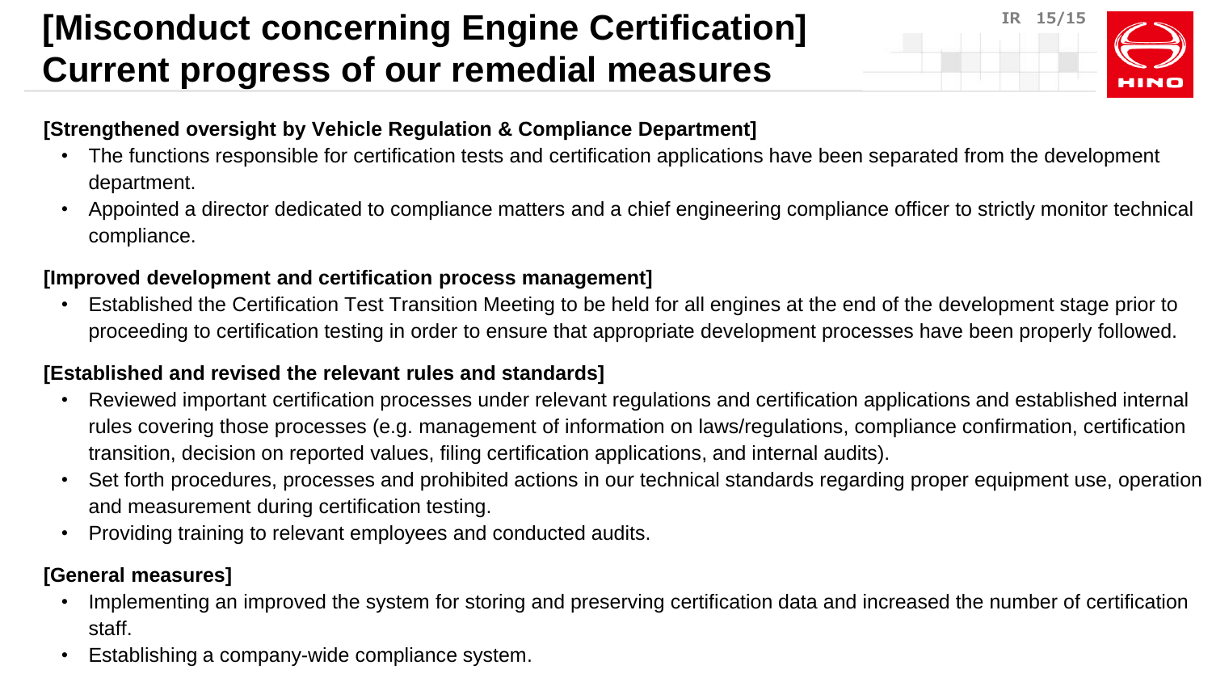# [Misconduct concerning Engine Certification] Current progress of our remedial measures

**[Strengthened oversight by Vehicle Regulation & Compliance Department]**

- The functions responsible for certification tests and certification applications have been separated from the development department.
- Appointed a director dedicated to compliance matters and a chief engineering compliance officer to strictly monitor technical compliance.

**[Improved development and certification process management]**

- Established the Certification Test Transition Meeting to be held for all engines at the end of the development stage prior to proceeding to certification testing in order to ensure that appropriate development processes have been properly followed.

**[Established and revised the relevant rules and standards]**

- Reviewed important certification processes under relevant regulations and certification applications and established internal rules covering those processes (e.g. management of information on laws/regulations, compliance confirmation, certification transition, decision on reported values, filing certification applications, and internal audits).
- Set forth procedures, processes and prohibited actions in our technical standards regarding proper equipment use, operation and measurement during certification testing.
- Providing training to relevant employees and conducted audits.

**[General measures]**

- Implementing an improved the system for storing and preserving certification data and increased the number of certification staff.
- Establishing a company-wide compliance system.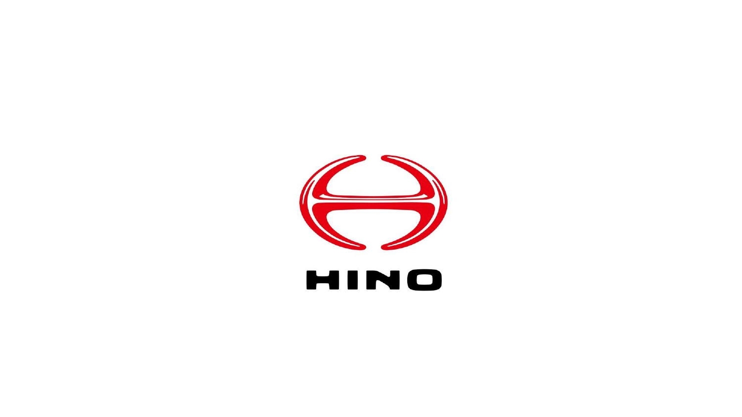HINO